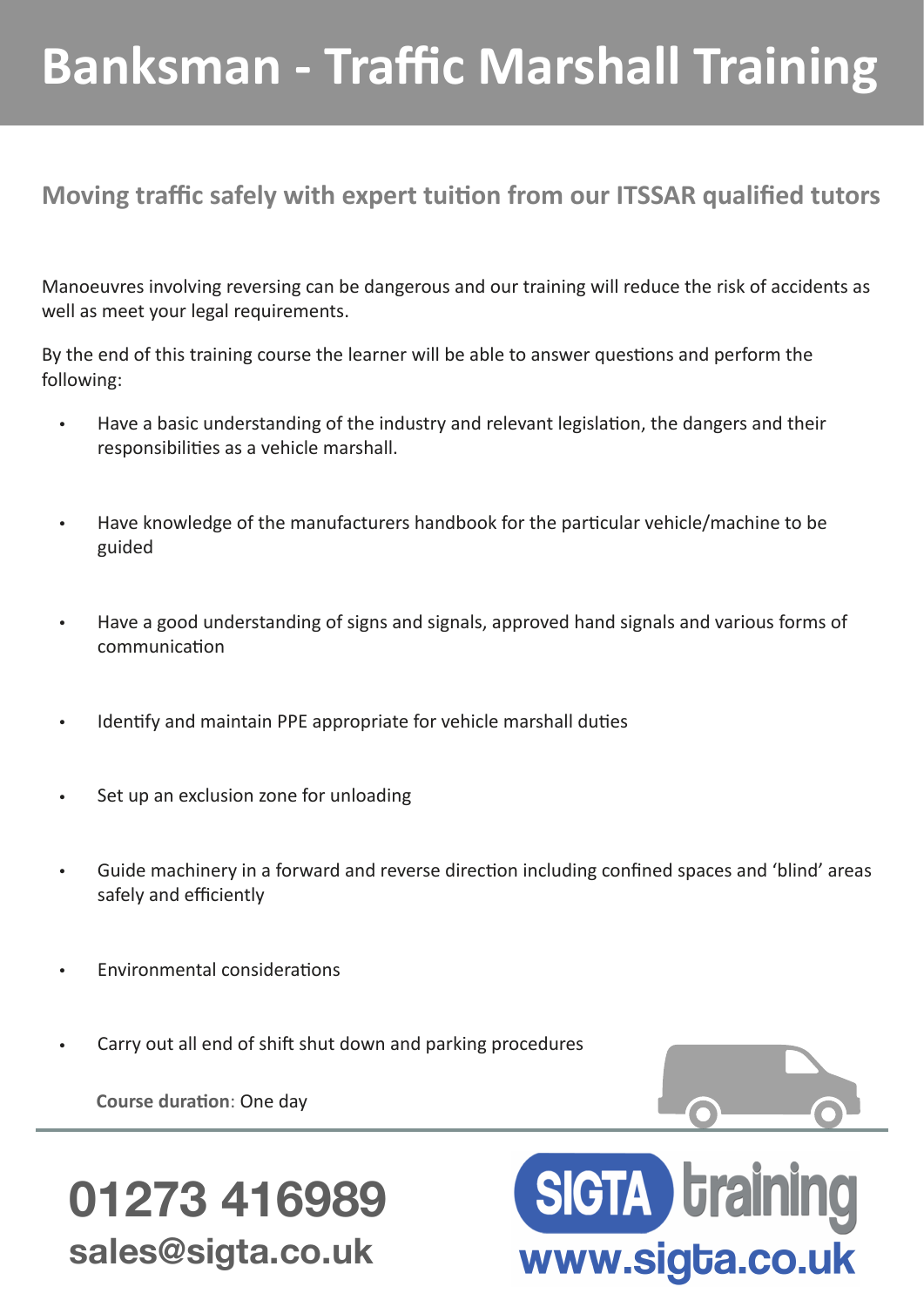# Banksman - Traffic Marshall Training

## Moving traffic safely with expert tuition from our ITSSAR qualified tutors

Manoeuvres involving reversing can be dangerous and our training will reduce the risk of accidents as well as meet your legal requirements.

By the end of this training course the learner will be able to answer questions and perform the following:

- Have a basic understanding of the industry and relevant legislation, the dangers and their responsibilities as a vehicle marshall.
- Have knowledge of the manufacturers handbook for the particular vehicle/machine to be guided
- Have a good understanding of signs and signals, approved hand signals and various forms of communication
- Identify and maintain PPE appropriate for vehicle marshall duties
- Set up an exclusion zone for unloading
- Guide machinery in a forward and reverse direction including confined spaces and 'blind' areas safely and efficiently
- Environmental considerations
- Carry out all end of shift shut down and parking procedures

**Course duration**: One day

**01273 416989**
**sales@sigta.co.uk**

SIGTA training
www.sigta.co.uk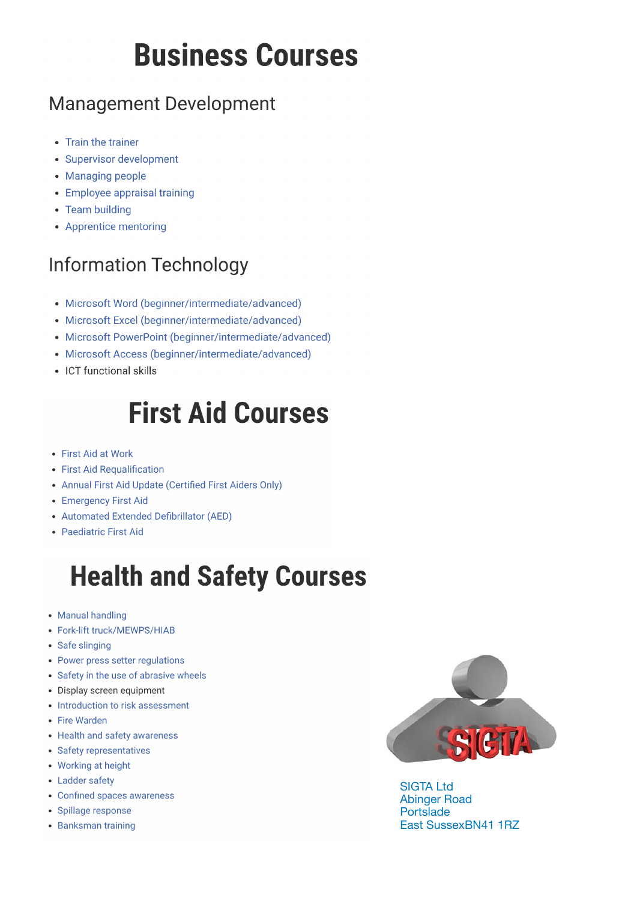# Business Courses

## Management Development

- Train the trainer
- Supervisor development
- Managing people
- Employee appraisal training
- Team building
- Apprentice mentoring

## Information Technology

- Microsoft Word (beginner/intermediate/advanced)
- Microsoft Excel (beginner/intermediate/advanced)
- Microsoft PowerPoint (beginner/intermediate/advanced)
- Microsoft Access (beginner/intermediate/advanced)
- ICT functional skills

# First Aid Courses

- First Aid at Work
- First Aid Requalification
- Annual First Aid Update (Certified First Aiders Only)
- Emergency First Aid
- Automated Extended Defibrillator (AED)
- Paediatric First Aid

# Health and Safety Courses

- Manual handling
- Fork-lift truck/MEWPS/HIAB
- Safe slinging
- Power press setter regulations
- Safety in the use of abrasive wheels
- Display screen equipment
- Introduction to risk assessment
- Fire Warden
- Health and safety awareness
- Safety representatives
- Working at height
- Ladder safety
- Confined spaces awareness
- Spillage response
- Banksman training

SIGTA

SIGTA Ltd
Abinger Road
Portslade
East SussexBN41 1RZ